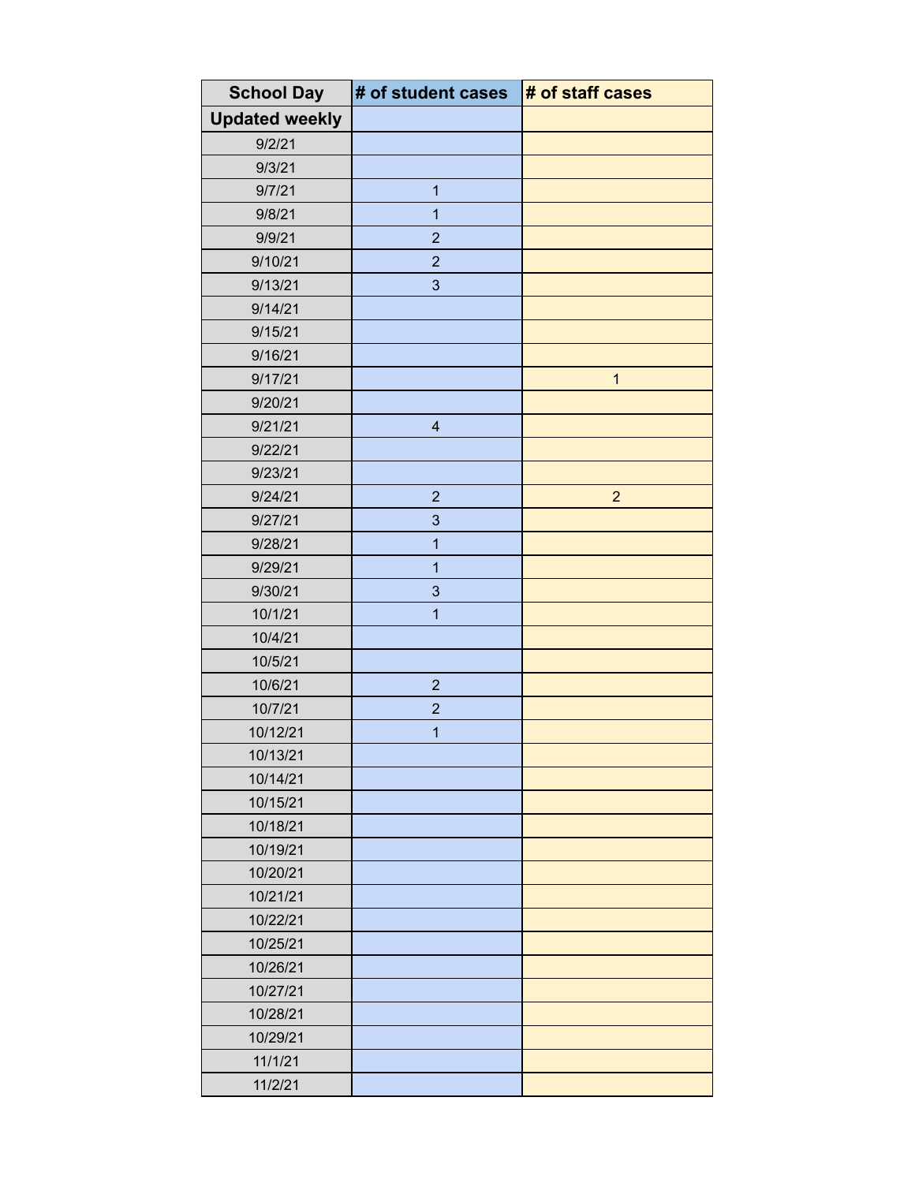| School Day | # of student cases | # of staff cases |
|---|---|---|
| Updated weekly | | |
| 9/2/21 | | |
| 9/3/21 | | |
| 9/7/21 | 1 | |
| 9/8/21 | 1 | |
| 9/9/21 | 2 | |
| 9/10/21 | 2 | |
| 9/13/21 | 3 | |
| 9/14/21 | | |
| 9/15/21 | | |
| 9/16/21 | | |
| 9/17/21 | | 1 |
| 9/20/21 | | |
| 9/21/21 | 4 | |
| 9/22/21 | | |
| 9/23/21 | | |
| 9/24/21 | 2 | 2 |
| 9/27/21 | 3 | |
| 9/28/21 | 1 | |
| 9/29/21 | 1 | |
| 9/30/21 | 3 | |
| 10/1/21 | 1 | |
| 10/4/21 | | |
| 10/5/21 | | |
| 10/6/21 | 2 | |
| 10/7/21 | 2 | |
| 10/12/21 | 1 | |
| 10/13/21 | | |
| 10/14/21 | | |
| 10/15/21 | | |
| 10/18/21 | | |
| 10/19/21 | | |
| 10/20/21 | | |
| 10/21/21 | | |
| 10/22/21 | | |
| 10/25/21 | | |
| 10/26/21 | | |
| 10/27/21 | | |
| 10/28/21 | | |
| 10/29/21 | | |
| 11/1/21 | | |
| 11/2/21 | | |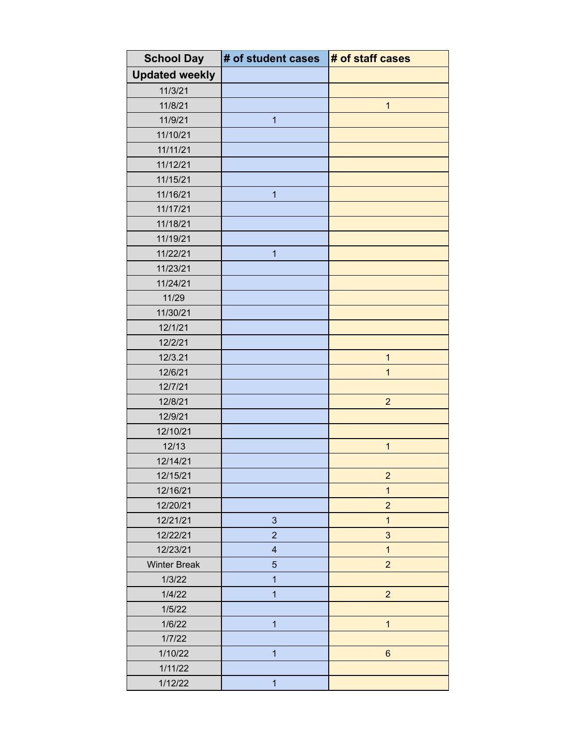| School Day | # of student cases | # of staff cases |
|---|---|---|
| Updated weekly | | |
| 11/3/21 | | |
| 11/8/21 | | 1 |
| 11/9/21 | 1 | |
| 11/10/21 | | |
| 11/11/21 | | |
| 11/12/21 | | |
| 11/15/21 | | |
| 11/16/21 | 1 | |
| 11/17/21 | | |
| 11/18/21 | | |
| 11/19/21 | | |
| 11/22/21 | 1 | |
| 11/23/21 | | |
| 11/24/21 | | |
| 11/29 | | |
| 11/30/21 | | |
| 12/1/21 | | |
| 12/2/21 | | |
| 12/3.21 | | 1 |
| 12/6/21 | | 1 |
| 12/7/21 | | |
| 12/8/21 | | 2 |
| 12/9/21 | | |
| 12/10/21 | | |
| 12/13 | | 1 |
| 12/14/21 | | |
| 12/15/21 | | 2 |
| 12/16/21 | | 1 |
| 12/20/21 | | 2 |
| 12/21/21 | 3 | 1 |
| 12/22/21 | 2 | 3 |
| 12/23/21 | 4 | 1 |
| Winter Break | 5 | 2 |
| 1/3/22 | 1 | |
| 1/4/22 | 1 | 2 |
| 1/5/22 | | |
| 1/6/22 | 1 | 1 |
| 1/7/22 | | |
| 1/10/22 | 1 | 6 |
| 1/11/22 | | |
| 1/12/22 | 1 | |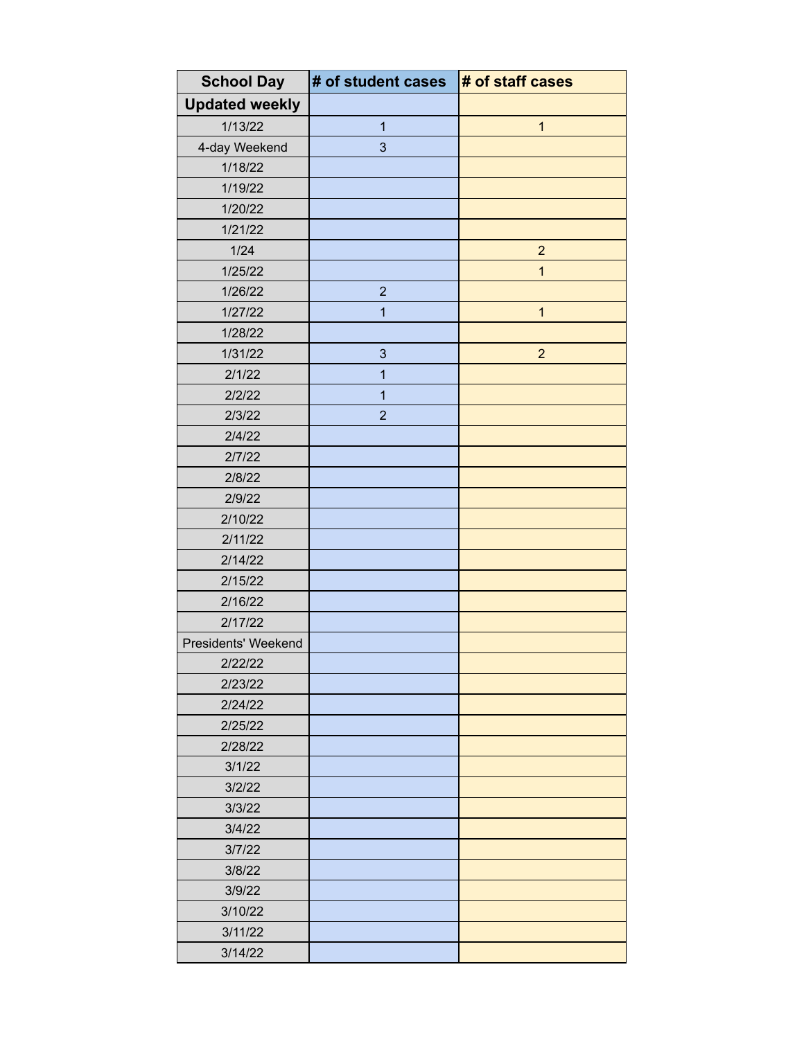| School Day | # of student cases | # of staff cases |
|---|---|---|
| Updated weekly | | |
| 1/13/22 | 1 | 1 |
| 4-day Weekend | 3 | |
| 1/18/22 | | |
| 1/19/22 | | |
| 1/20/22 | | |
| 1/21/22 | | |
| 1/24 | | 2 |
| 1/25/22 | | 1 |
| 1/26/22 | 2 | |
| 1/27/22 | 1 | 1 |
| 1/28/22 | | |
| 1/31/22 | 3 | 2 |
| 2/1/22 | 1 | |
| 2/2/22 | 1 | |
| 2/3/22 | 2 | |
| 2/4/22 | | |
| 2/7/22 | | |
| 2/8/22 | | |
| 2/9/22 | | |
| 2/10/22 | | |
| 2/11/22 | | |
| 2/14/22 | | |
| 2/15/22 | | |
| 2/16/22 | | |
| 2/17/22 | | |
| Presidents' Weekend | | |
| 2/22/22 | | |
| 2/23/22 | | |
| 2/24/22 | | |
| 2/25/22 | | |
| 2/28/22 | | |
| 3/1/22 | | |
| 3/2/22 | | |
| 3/3/22 | | |
| 3/4/22 | | |
| 3/7/22 | | |
| 3/8/22 | | |
| 3/9/22 | | |
| 3/10/22 | | |
| 3/11/22 | | |
| 3/14/22 | | |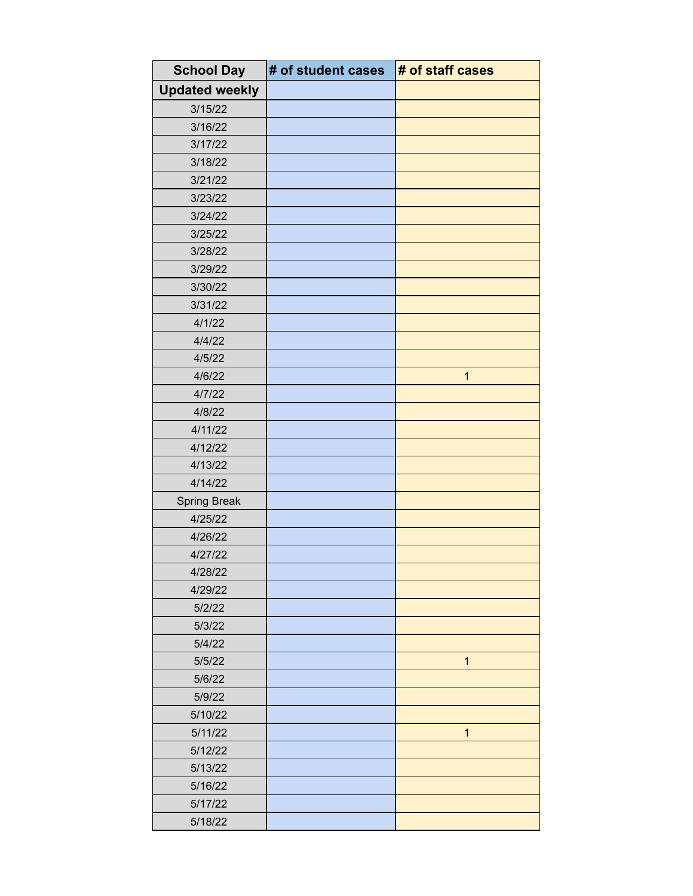| School Day | # of student cases | # of staff cases |
|---|---|---|
| Updated weekly | | |
| 3/15/22 | | |
| 3/16/22 | | |
| 3/17/22 | | |
| 3/18/22 | | |
| 3/21/22 | | |
| 3/23/22 | | |
| 3/24/22 | | |
| 3/25/22 | | |
| 3/28/22 | | |
| 3/29/22 | | |
| 3/30/22 | | |
| 3/31/22 | | |
| 4/1/22 | | |
| 4/4/22 | | |
| 4/5/22 | | |
| 4/6/22 | | 1 |
| 4/7/22 | | |
| 4/8/22 | | |
| 4/11/22 | | |
| 4/12/22 | | |
| 4/13/22 | | |
| 4/14/22 | | |
| Spring Break | | |
| 4/25/22 | | |
| 4/26/22 | | |
| 4/27/22 | | |
| 4/28/22 | | |
| 4/29/22 | | |
| 5/2/22 | | |
| 5/3/22 | | |
| 5/4/22 | | |
| 5/5/22 | | 1 |
| 5/6/22 | | |
| 5/9/22 | | |
| 5/10/22 | | |
| 5/11/22 | | 1 |
| 5/12/22 | | |
| 5/13/22 | | |
| 5/16/22 | | |
| 5/17/22 | | |
| 5/18/22 | | |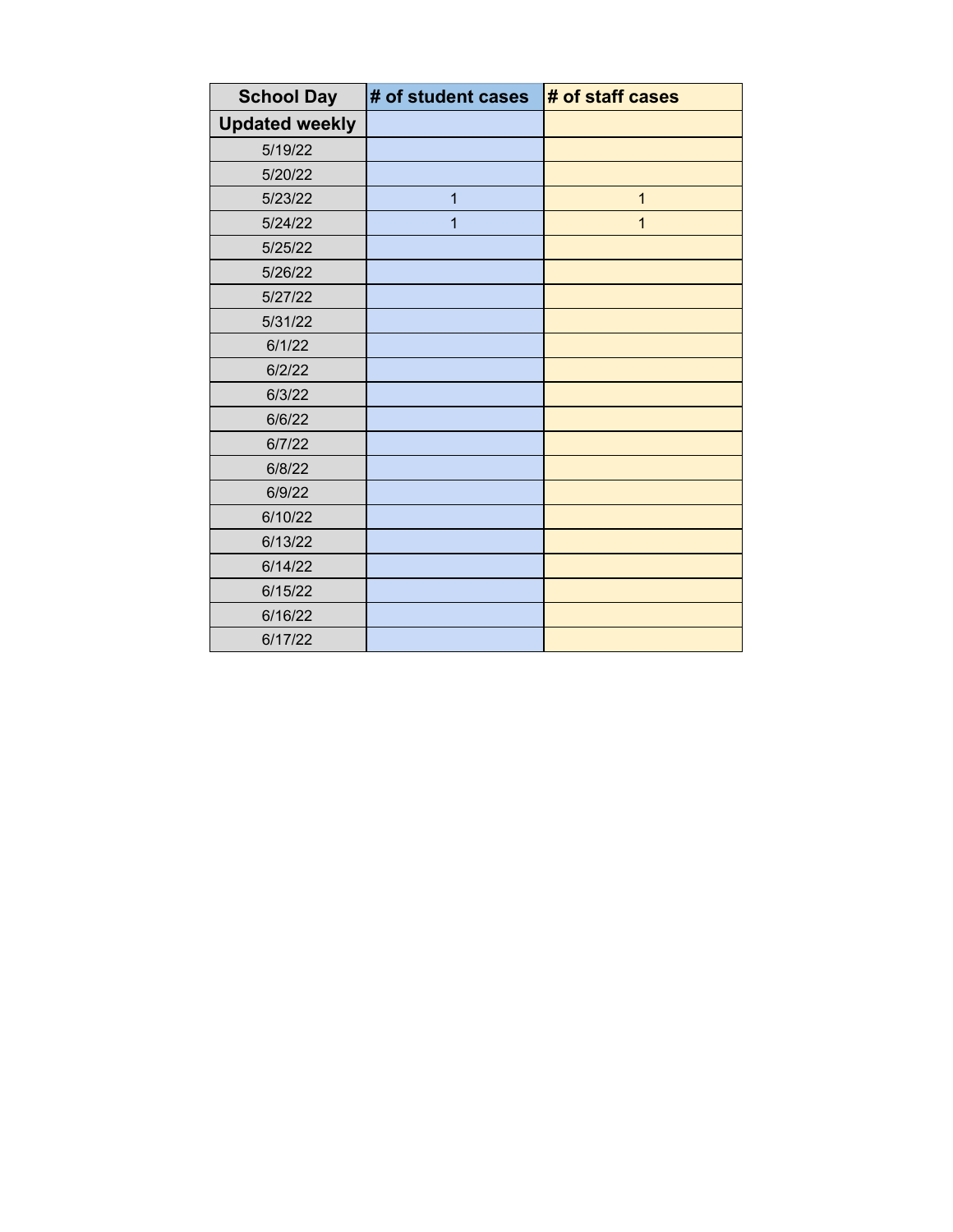| School Day | # of student cases | # of staff cases |
|---|---|---|
| Updated weekly | | |
| 5/19/22 | | |
| 5/20/22 | | |
| 5/23/22 | 1 | 1 |
| 5/24/22 | 1 | 1 |
| 5/25/22 | | |
| 5/26/22 | | |
| 5/27/22 | | |
| 5/31/22 | | |
| 6/1/22 | | |
| 6/2/22 | | |
| 6/3/22 | | |
| 6/6/22 | | |
| 6/7/22 | | |
| 6/8/22 | | |
| 6/9/22 | | |
| 6/10/22 | | |
| 6/13/22 | | |
| 6/14/22 | | |
| 6/15/22 | | |
| 6/16/22 | | |
| 6/17/22 | | |